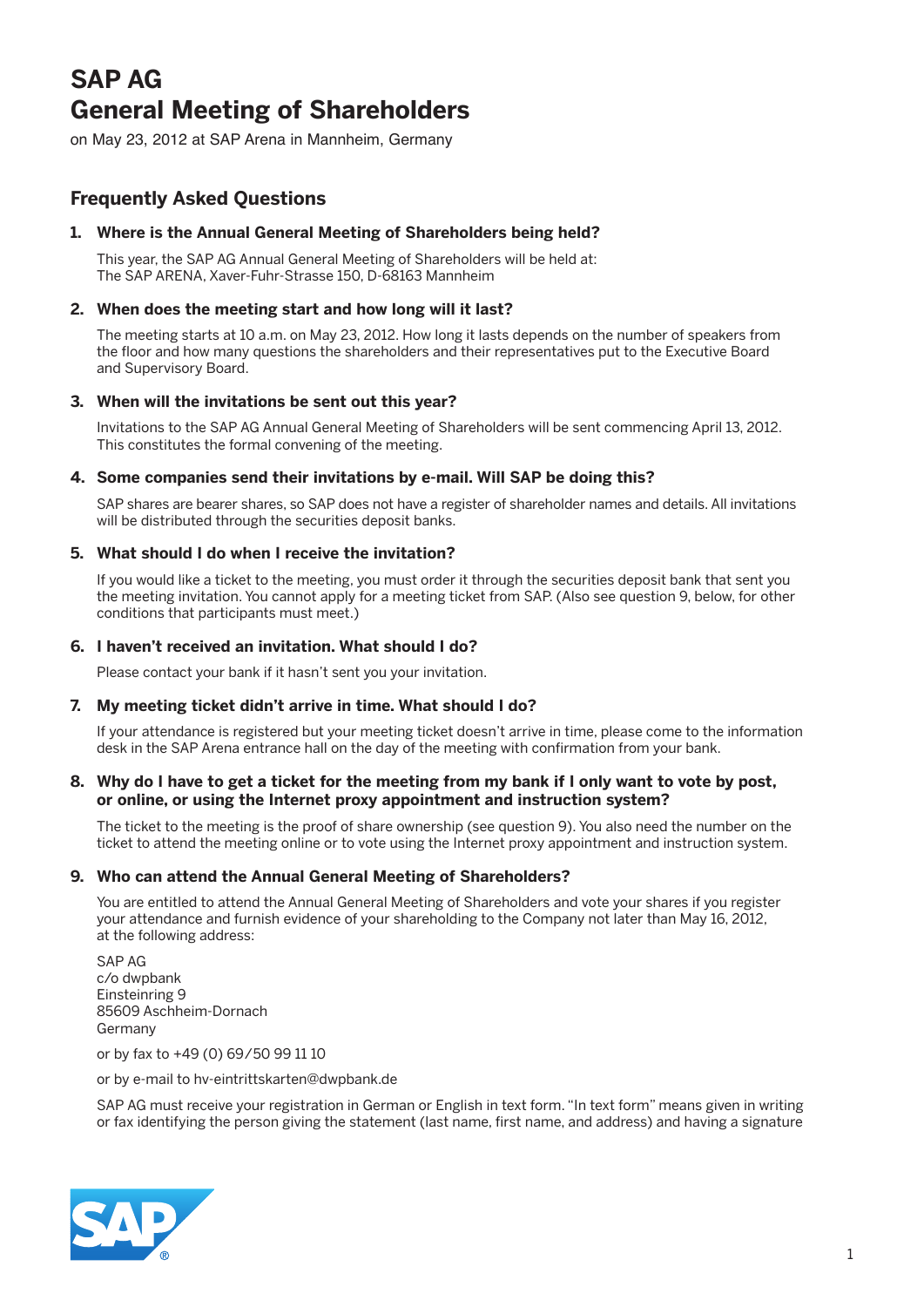# SAP AG
# General Meeting of Shareholders

on May 23, 2012 at SAP Arena in Mannheim, Germany

## Frequently Asked Questions

### 1. Where is the Annual General Meeting of Shareholders being held?

This year, the SAP AG Annual General Meeting of Shareholders will be held at:
The SAP ARENA, Xaver-Fuhr-Strasse 150, D-68163 Mannheim

### 2. When does the meeting start and how long will it last?

The meeting starts at 10 a.m. on May 23, 2012. How long it lasts depends on the number of speakers from the floor and how many questions the shareholders and their representatives put to the Executive Board and Supervisory Board.

### 3. When will the invitations be sent out this year?

Invitations to the SAP AG Annual General Meeting of Shareholders will be sent commencing April 13, 2012. This constitutes the formal convening of the meeting.

### 4. Some companies send their invitations by e-mail. Will SAP be doing this?

SAP shares are bearer shares, so SAP does not have a register of shareholder names and details. All invitations will be distributed through the securities deposit banks.

### 5. What should I do when I receive the invitation?

If you would like a ticket to the meeting, you must order it through the securities deposit bank that sent you the meeting invitation. You cannot apply for a meeting ticket from SAP. (Also see question 9, below, for other conditions that participants must meet.)

### 6. I haven't received an invitation. What should I do?

Please contact your bank if it hasn't sent you your invitation.

### 7. My meeting ticket didn't arrive in time. What should I do?

If your attendance is registered but your meeting ticket doesn't arrive in time, please come to the information desk in the SAP Arena entrance hall on the day of the meeting with confirmation from your bank.

### 8. Why do I have to get a ticket for the meeting from my bank if I only want to vote by post, or online, or using the Internet proxy appointment and instruction system?

The ticket to the meeting is the proof of share ownership (see question 9). You also need the number on the ticket to attend the meeting online or to vote using the Internet proxy appointment and instruction system.

### 9. Who can attend the Annual General Meeting of Shareholders?

You are entitled to attend the Annual General Meeting of Shareholders and vote your shares if you register your attendance and furnish evidence of your shareholding to the Company not later than May 16, 2012, at the following address:

SAP AG
c/o dwpbank
Einsteinring 9
85609 Aschheim-Dornach
Germany

or by fax to +49 (0) 69/50 99 11 10

or by e-mail to hv-eintrittskarten@dwpbank.de

SAP AG must receive your registration in German or English in text form. "In text form" means given in writing or fax identifying the person giving the statement (last name, first name, and address) and having a signature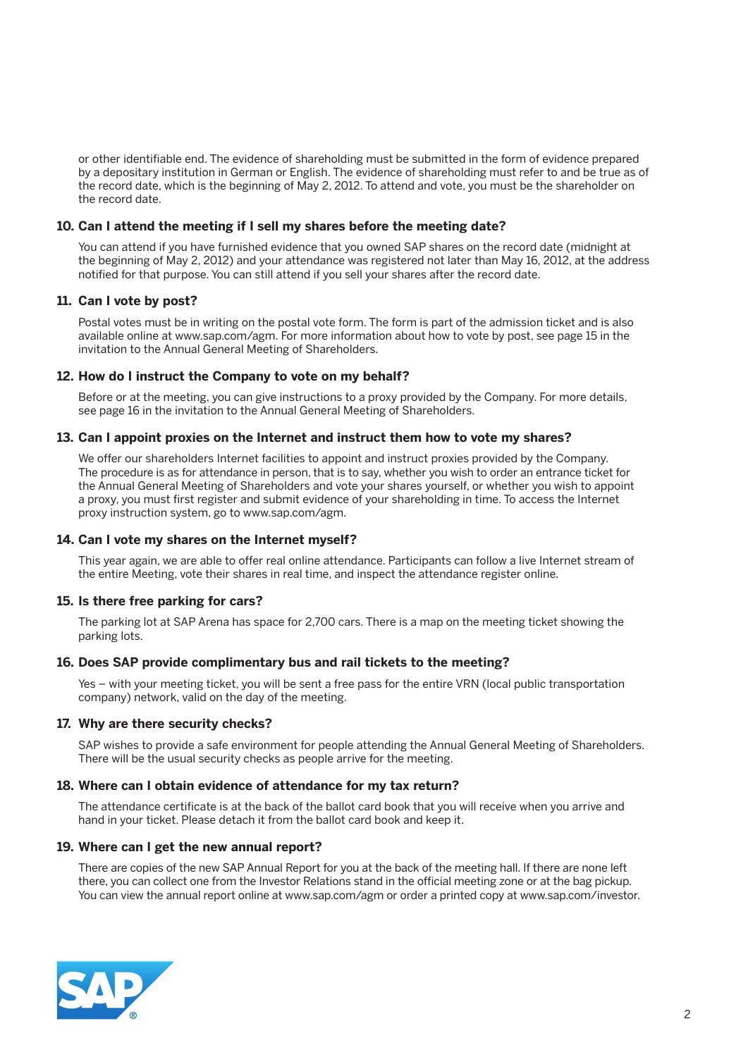or other identifiable end. The evidence of shareholding must be submitted in the form of evidence prepared by a depositary institution in German or English. The evidence of shareholding must refer to and be true as of the record date, which is the beginning of May 2, 2012. To attend and vote, you must be the shareholder on the record date.

### 10. Can I attend the meeting if I sell my shares before the meeting date?

You can attend if you have furnished evidence that you owned SAP shares on the record date (midnight at the beginning of May 2, 2012) and your attendance was registered not later than May 16, 2012, at the address notified for that purpose. You can still attend if you sell your shares after the record date.

### 11. Can I vote by post?

Postal votes must be in writing on the postal vote form. The form is part of the admission ticket and is also available online at www.sap.com/agm. For more information about how to vote by post, see page 15 in the invitation to the Annual General Meeting of Shareholders.

### 12. How do I instruct the Company to vote on my behalf?

Before or at the meeting, you can give instructions to a proxy provided by the Company. For more details, see page 16 in the invitation to the Annual General Meeting of Shareholders.

### 13. Can I appoint proxies on the Internet and instruct them how to vote my shares?

We offer our shareholders Internet facilities to appoint and instruct proxies provided by the Company. The procedure is as for attendance in person, that is to say, whether you wish to order an entrance ticket for the Annual General Meeting of Shareholders and vote your shares yourself, or whether you wish to appoint a proxy, you must first register and submit evidence of your shareholding in time. To access the Internet proxy instruction system, go to www.sap.com/agm.

### 14. Can I vote my shares on the Internet myself?

This year again, we are able to offer real online attendance. Participants can follow a live Internet stream of the entire Meeting, vote their shares in real time, and inspect the attendance register online.

### 15. Is there free parking for cars?

The parking lot at SAP Arena has space for 2,700 cars. There is a map on the meeting ticket showing the parking lots.

### 16. Does SAP provide complimentary bus and rail tickets to the meeting?

Yes – with your meeting ticket, you will be sent a free pass for the entire VRN (local public transportation company) network, valid on the day of the meeting.

### 17. Why are there security checks?

SAP wishes to provide a safe environment for people attending the Annual General Meeting of Shareholders. There will be the usual security checks as people arrive for the meeting.

### 18. Where can I obtain evidence of attendance for my tax return?

The attendance certificate is at the back of the ballot card book that you will receive when you arrive and hand in your ticket. Please detach it from the ballot card book and keep it.

### 19. Where can I get the new annual report?

There are copies of the new SAP Annual Report for you at the back of the meeting hall. If there are none left there, you can collect one from the Investor Relations stand in the official meeting zone or at the bag pickup. You can view the annual report online at www.sap.com/agm or order a printed copy at www.sap.com/investor.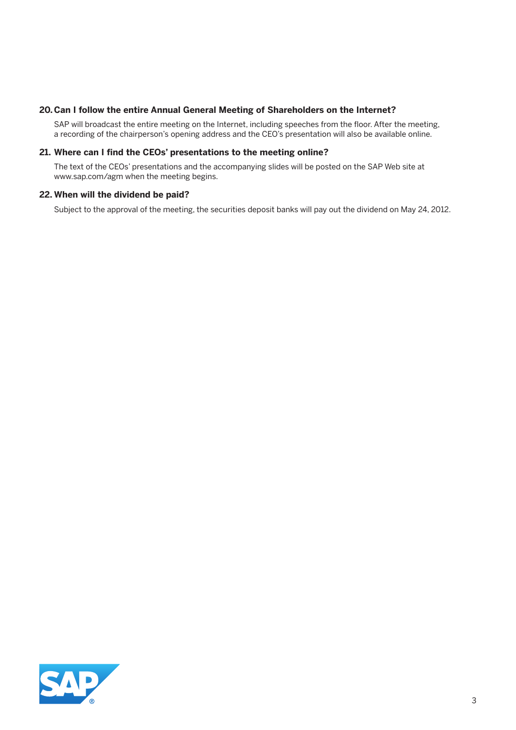**20. Can I follow the entire Annual General Meeting of Shareholders on the Internet?**

SAP will broadcast the entire meeting on the Internet, including speeches from the floor. After the meeting, a recording of the chairperson's opening address and the CEO's presentation will also be available online.

**21. Where can I find the CEOs' presentations to the meeting online?**

The text of the CEOs' presentations and the accompanying slides will be posted on the SAP Web site at www.sap.com/agm when the meeting begins.

**22. When will the dividend be paid?**

Subject to the approval of the meeting, the securities deposit banks will pay out the dividend on May 24, 2012.